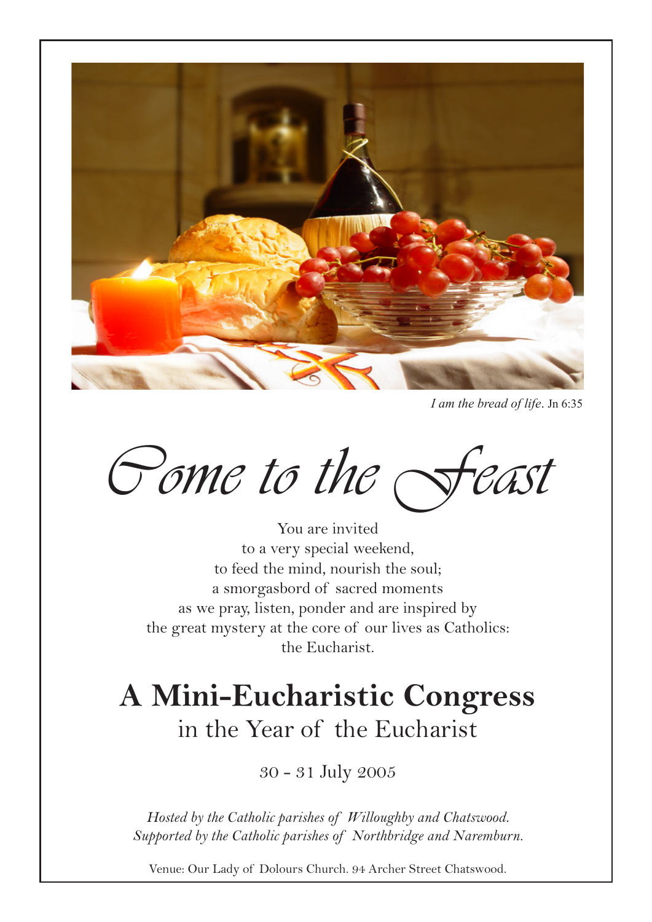*I am the bread of life*. Jn 6:35

# *Come to the Feast*

You are invited
to a very special weekend,
to feed the mind, nourish the soul;
a smorgasbord of sacred moments
as we pray, listen, ponder and are inspired by
the great mystery at the core of our lives as Catholics:
the Eucharist.

## **A Mini-Eucharistic Congress**

in the Year of the Eucharist

30 - 31 July 2005

*Hosted by the Catholic parishes of Willoughby and Chatswood.*
*Supported by the Catholic parishes of Northbridge and Naremburn.*

Venue: Our Lady of Dolours Church. 94 Archer Street Chatswood.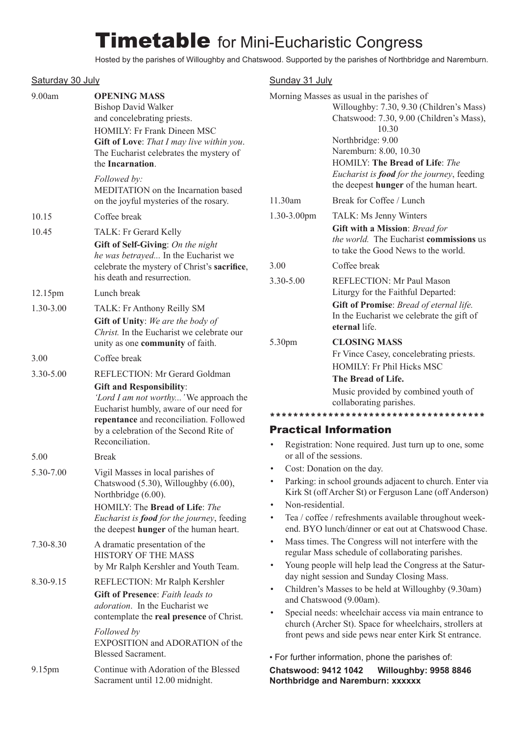# Timetable for Mini-Eucharistic Congress

Hosted by the parishes of Willoughby and Chatswood. Supported by the parishes of Northbridge and Naremburn.

## Saturday 30 July

| | |
|---|---|
| 9.00am | **OPENING MASS**<br>Bishop David Walker and concelebrating priests.<br>HOMILY: Fr Frank Dineen MSC<br>**Gift of Love**: *That I may live within you*. The Eucharist celebrates the mystery of the **Incarnation**.<br>*Followed by:*<br>MEDITATION on the Incarnation based on the joyful mysteries of the rosary. |
| 10.15 | Coffee break |
| 10.45 | TALK: Fr Gerard Kelly<br>**Gift of Self-Giving**: *On the night he was betrayed...* In the Eucharist we celebrate the mystery of Christ's **sacrifice**, his death and resurrection. |
| 12.15pm | Lunch break |
| 1.30-3.00 | TALK: Fr Anthony Reilly SM<br>**Gift of Unity**: *We are the body of Christ.* In the Eucharist we celebrate our unity as one **community** of faith. |
| 3.00 | Coffee break |
| 3.30-5.00 | REFLECTION: Mr Gerard Goldman<br>**Gift and Responsibility**:<br>*'Lord I am not worthy...'* We approach the Eucharist humbly, aware of our need for **repentance** and reconciliation. Followed by a celebration of the Second Rite of Reconciliation. |
| 5.00 | Break |
| 5.30-7.00 | Vigil Masses in local parishes of Chatswood (5.30), Willoughby (6.00), Northbridge (6.00).<br>HOMILY: The **Bread of Life**: *The Eucharist is **food** for the journey*, feeding the deepest **hunger** of the human heart. |
| 7.30-8.30 | A dramatic presentation of the HISTORY OF THE MASS by Mr Ralph Kershler and Youth Team. |
| 8.30-9.15 | REFLECTION: Mr Ralph Kershler<br>**Gift of Presence**: *Faith leads to adoration*. In the Eucharist we contemplate the **real presence** of Christ.<br>*Followed by*<br>EXPOSITION and ADORATION of the Blessed Sacrament. |
| 9.15pm | Continue with Adoration of the Blessed Sacrament until 12.00 midnight. |

## Sunday 31 July

| | |
|---|---|
| | Morning Masses as usual in the parishes of<br>Willoughby: 7.30, 9.30 (Children's Mass)<br>Chatswood: 7.30, 9.00 (Children's Mass), 10.30<br>Northbridge: 9.00<br>Naremburn: 8.00, 10.30<br>HOMILY: **The Bread of Life**: *The Eucharist is **food** for the journey*, feeding the deepest **hunger** of the human heart. |
| 11.30am | Break for Coffee / Lunch |
| 1.30-3.00pm | TALK: Ms Jenny Winters<br>**Gift with a Mission**: *Bread for the world.* The Eucharist **commissions** us to take the Good News to the world. |
| 3.00 | Coffee break |
| 3.30-5.00 | REFLECTION: Mr Paul Mason<br>Liturgy for the Faithful Departed:<br>**Gift of Promise**: *Bread of eternal life.* In the Eucharist we celebrate the gift of **eternal** life. |
| 5.30pm | **CLOSING MASS**<br>Fr Vince Casey, concelebrating priests.<br>HOMILY: Fr Phil Hicks MSC<br>**The Bread of Life.**<br>Music provided by combined youth of collaborating parishes. |

*************************************

## Practical Information

- Registration: None required. Just turn up to one, some or all of the sessions.
- Cost: Donation on the day.
- Parking: in school grounds adjacent to church. Enter via Kirk St (off Archer St) or Ferguson Lane (off Anderson)
- Non-residential.
- Tea / coffee / refreshments available throughout weekend. BYO lunch/dinner or eat out at Chatswood Chase.
- Mass times. The Congress will not interfere with the regular Mass schedule of collaborating parishes.
- Young people will help lead the Congress at the Saturday night session and Sunday Closing Mass.
- Children's Masses to be held at Willoughby (9.30am) and Chatswood (9.00am).
- Special needs: wheelchair access via main entrance to church (Archer St). Space for wheelchairs, strollers at front pews and side pews near enter Kirk St entrance.

• For further information, phone the parishes of:

**Chatswood: 9412 1042 Willoughby: 9958 8846**
**Northbridge and Naremburn: xxxxxx**